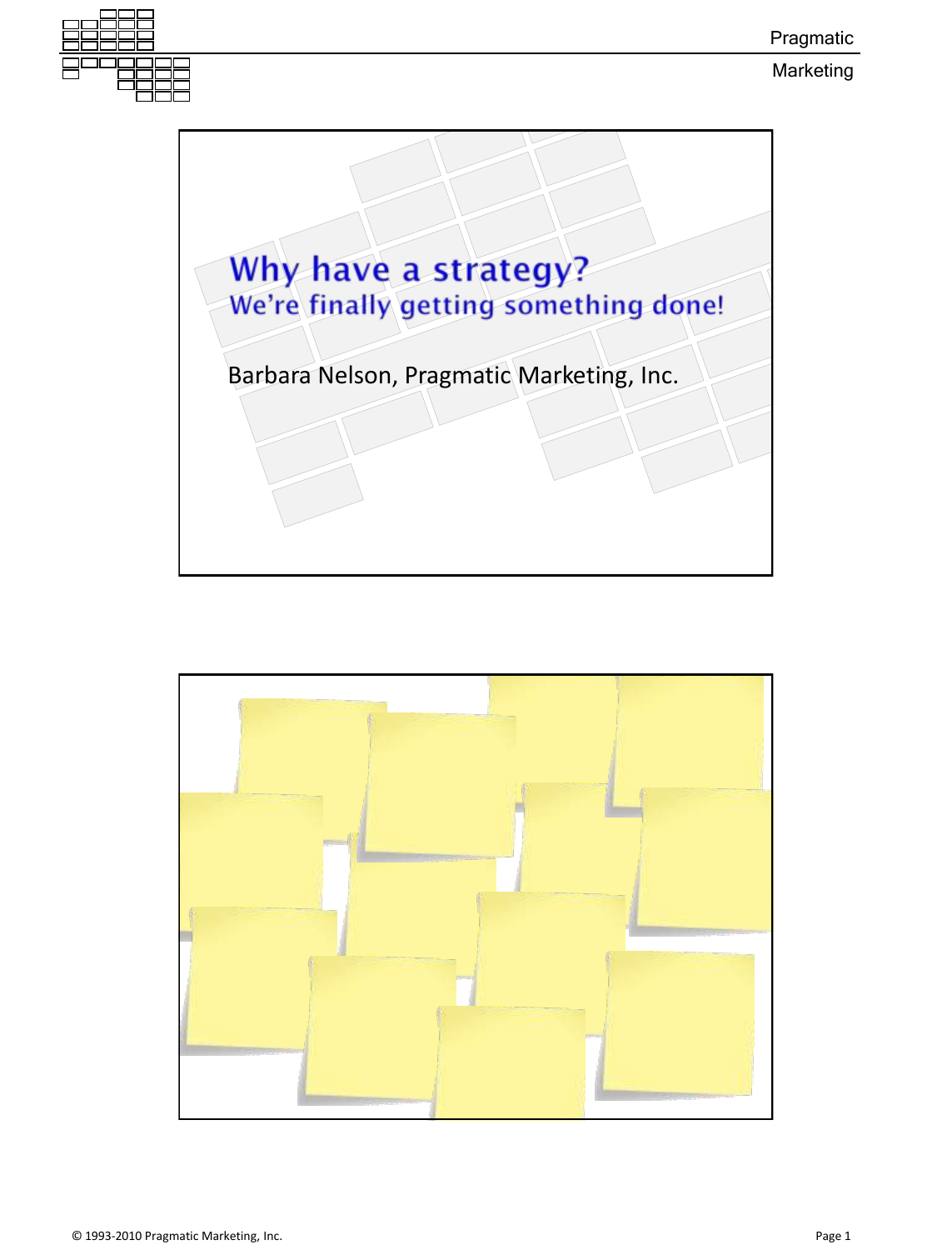# Why have a strategy?

## We're finally getting something done!

Barbara Nelson, Pragmatic Marketing, Inc.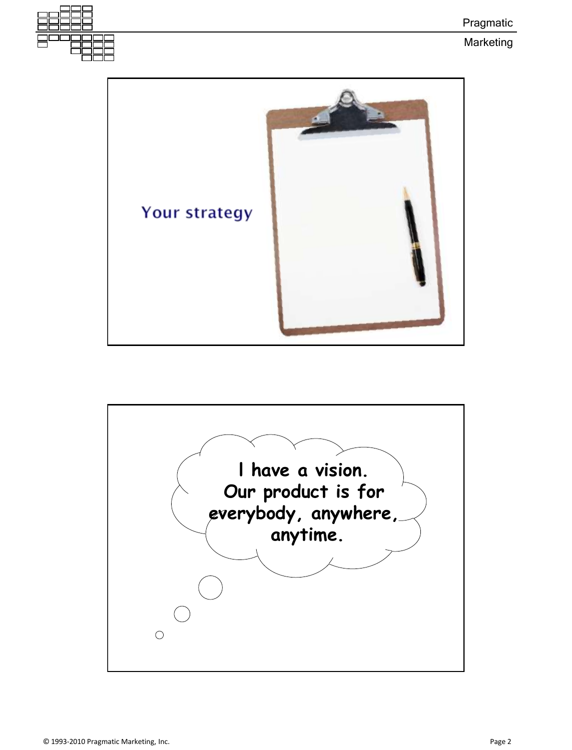Your strategy

I have a vision.
Our product is for everybody, anywhere, anytime.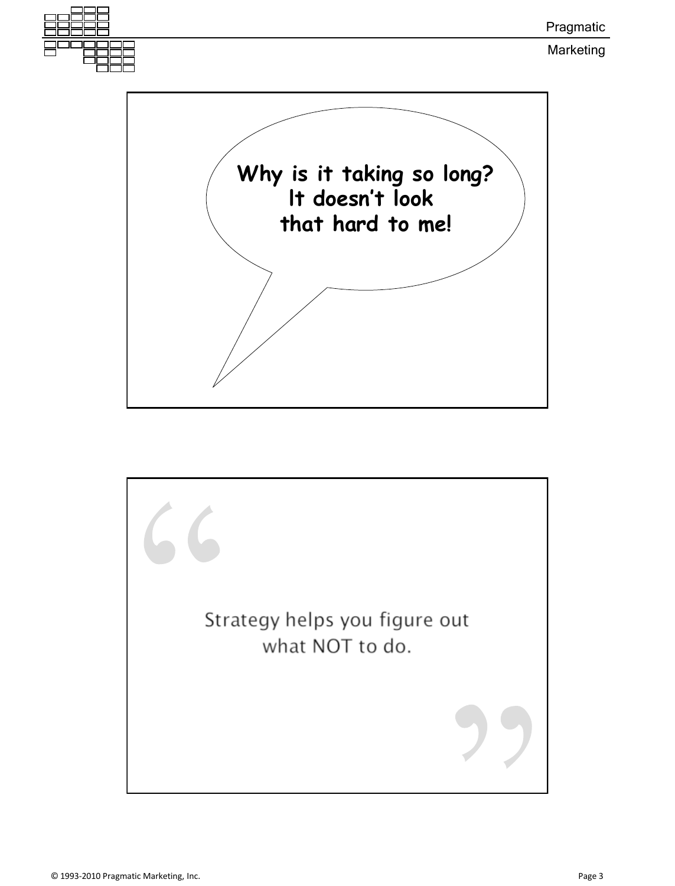Why is it taking so long?
It doesn't look
that hard to me!

"Strategy helps you figure out
what NOT to do."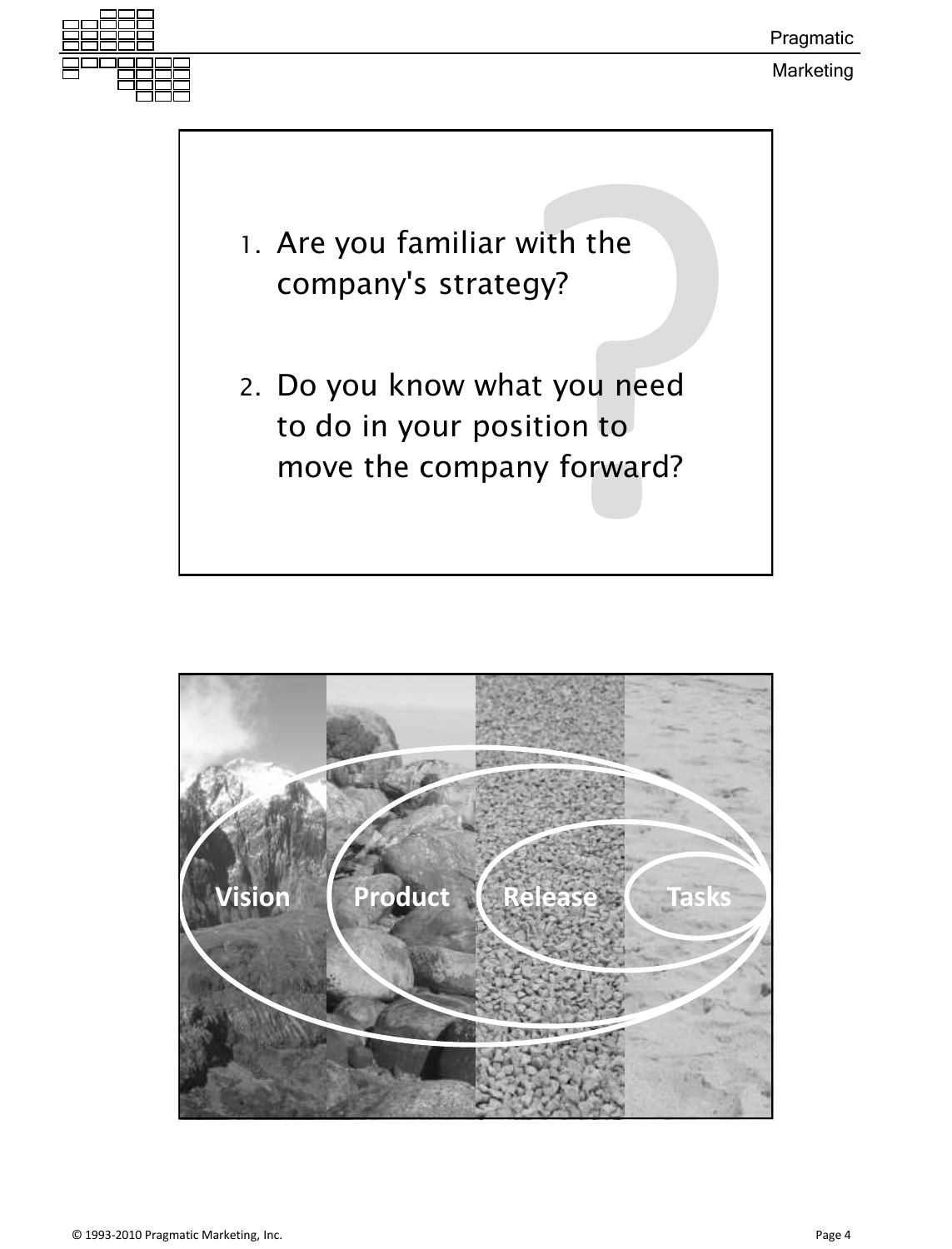1. Are you familiar with the company's strategy?
2. Do you know what you need to do in your position to move the company forward?

Vision Product Release Tasks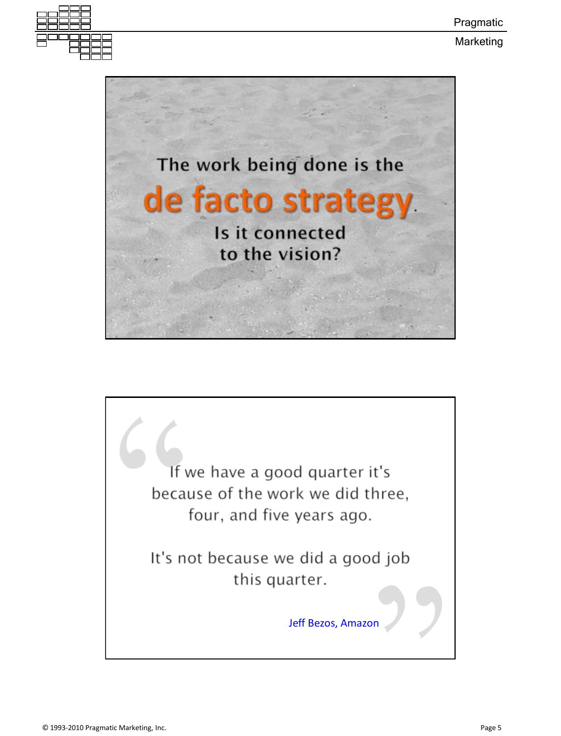The work being done is the

**de facto strategy**.

Is it connected to the vision?

> If we have a good quarter it's because of the work we did three, four, and five years ago.
>
> It's not because we did a good job this quarter.
>
> Jeff Bezos, Amazon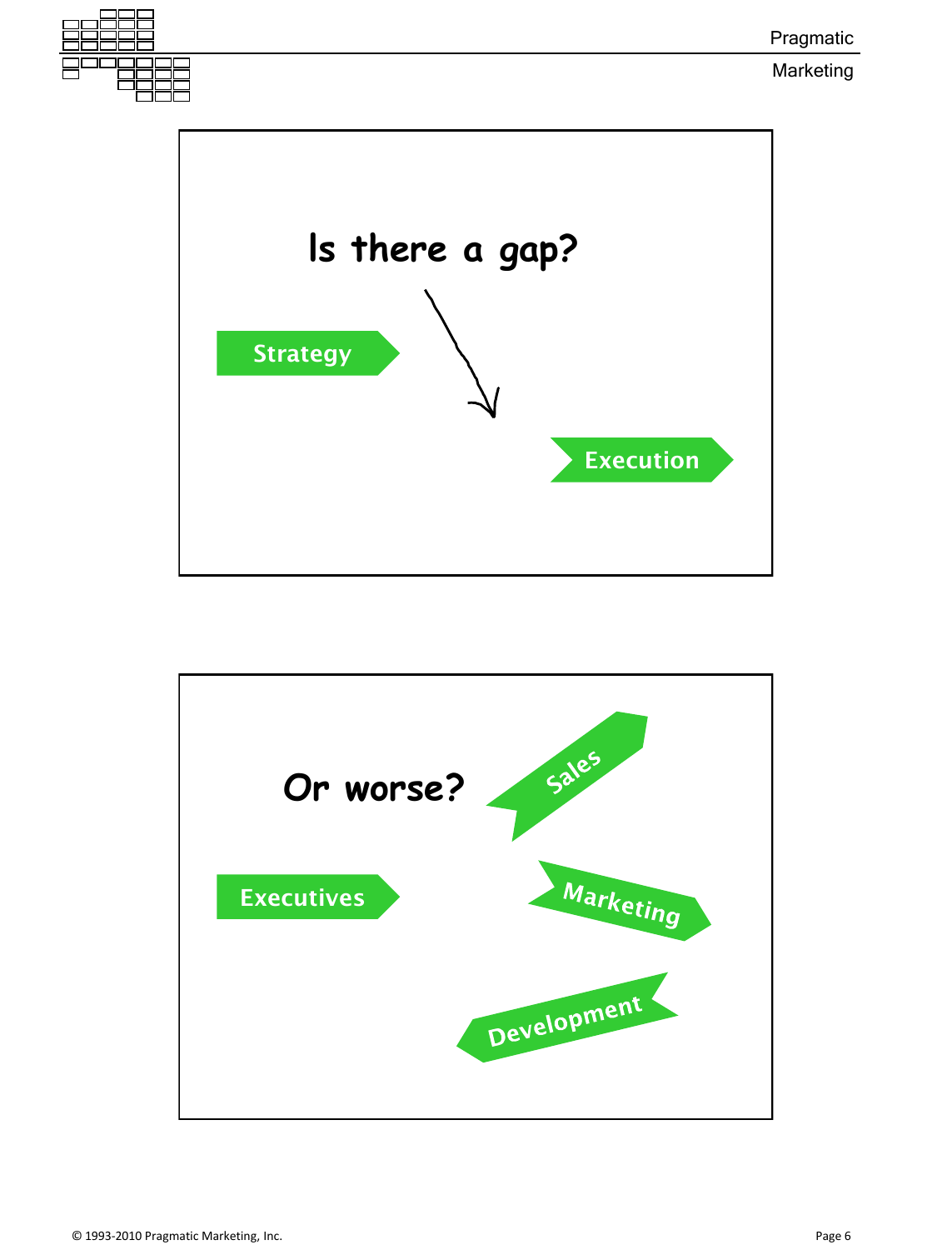Is there a gap?

Strategy

Execution

Or worse?

Sales

Executives

Marketing

Development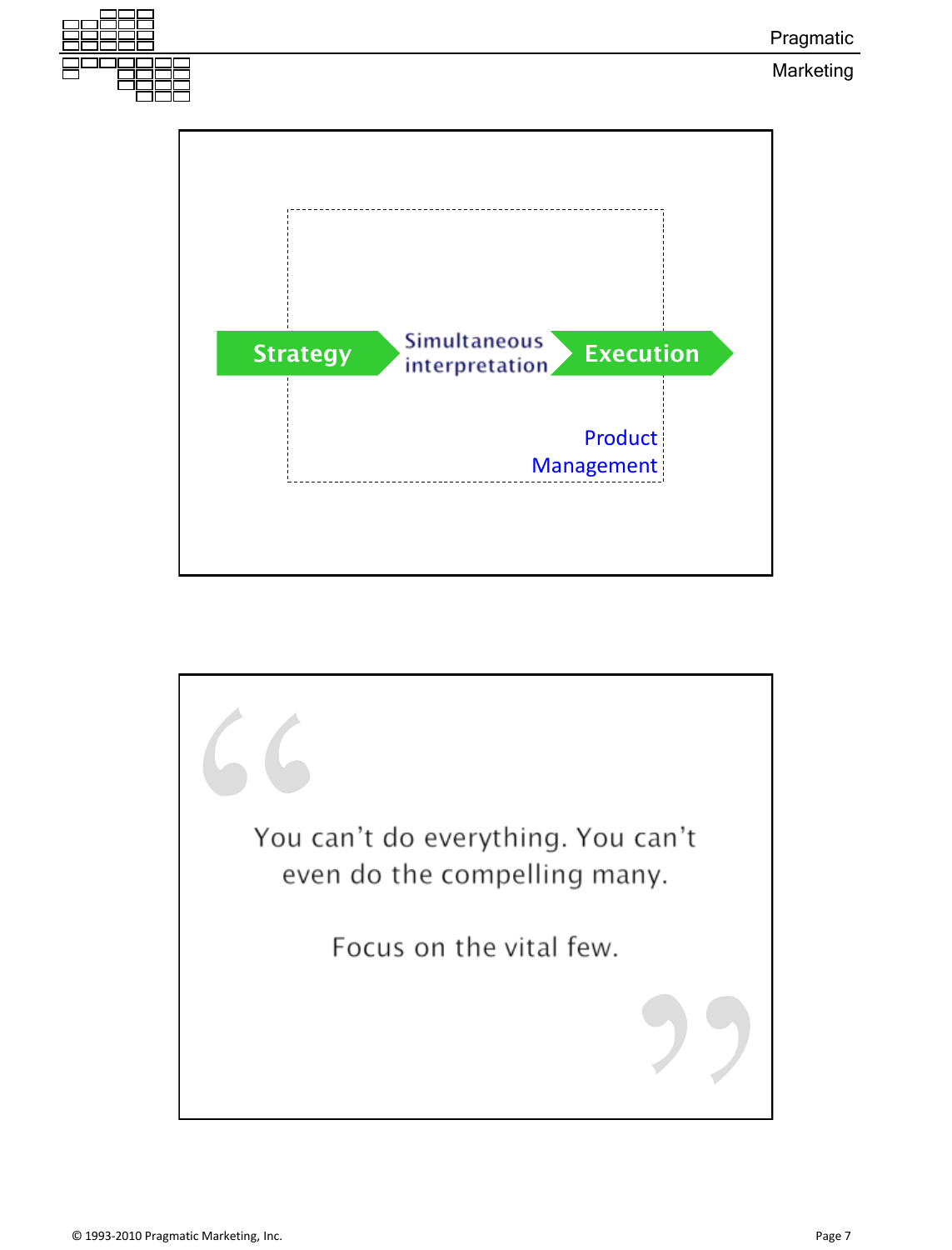Strategy → Simultaneous interpretation → Execution

Product Management

> You can't do everything. You can't even do the compelling many.
>
> Focus on the vital few.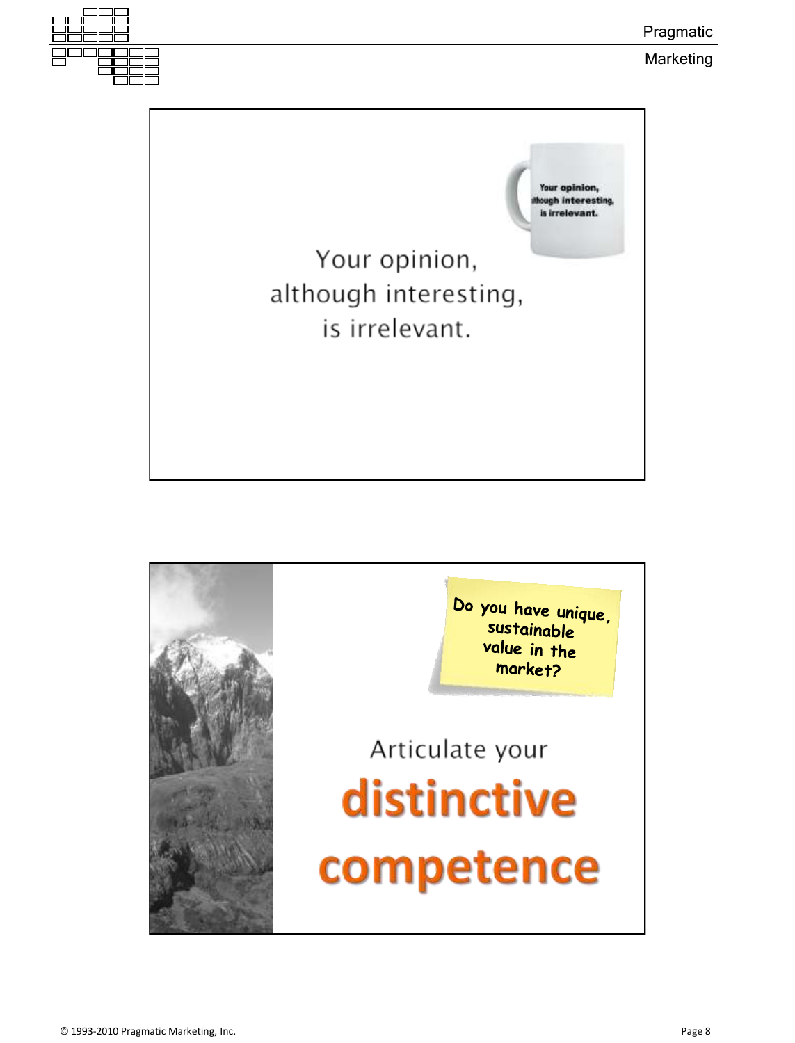Your opinion, although interesting, is irrelevant.

Do you have unique, sustainable value in the market?

Articulate your **distinctive competence**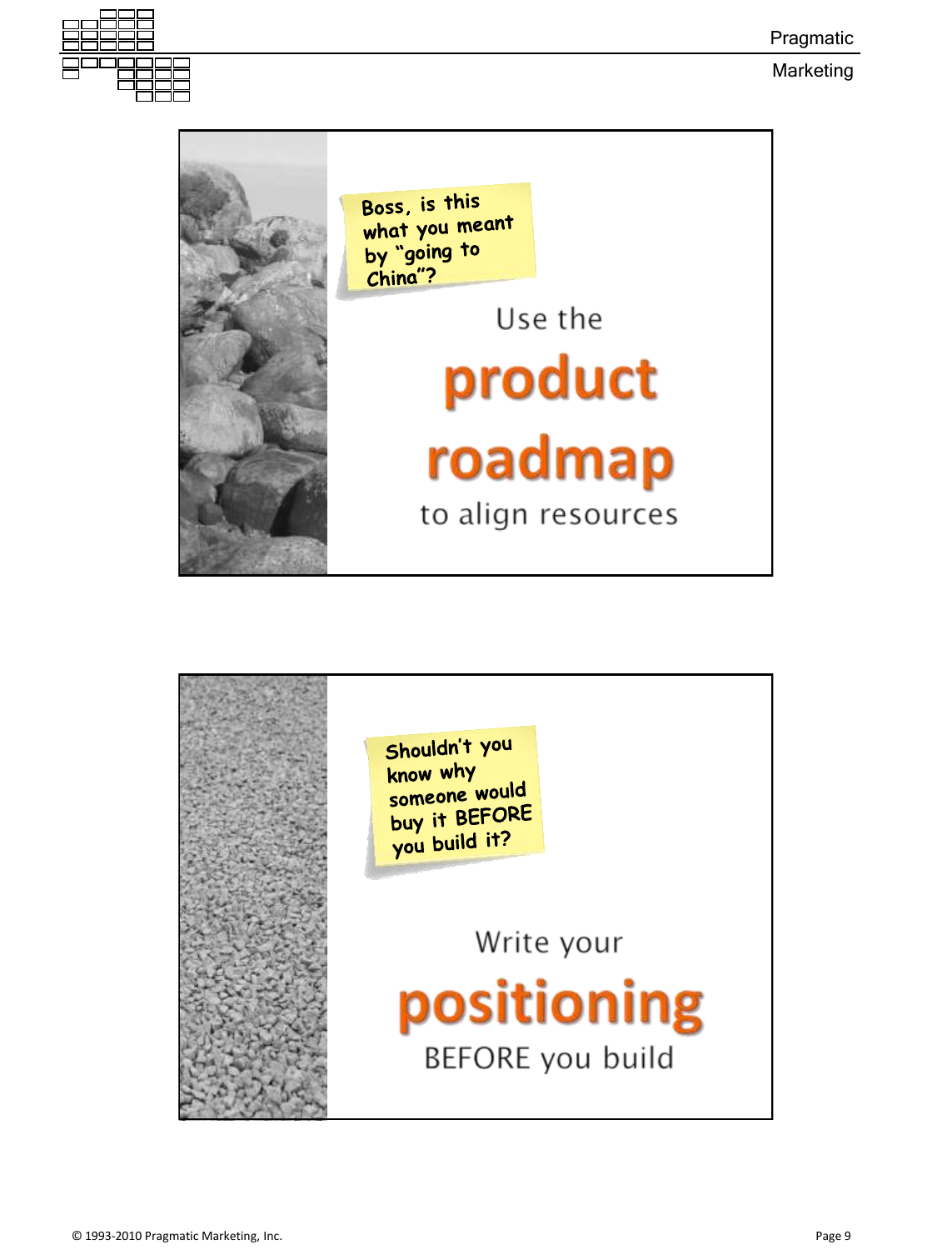Boss, is this what you meant by "going to China"?

Use the **product roadmap** to align resources

Shouldn't you know why someone would buy it BEFORE you build it?

Write your **positioning** BEFORE you build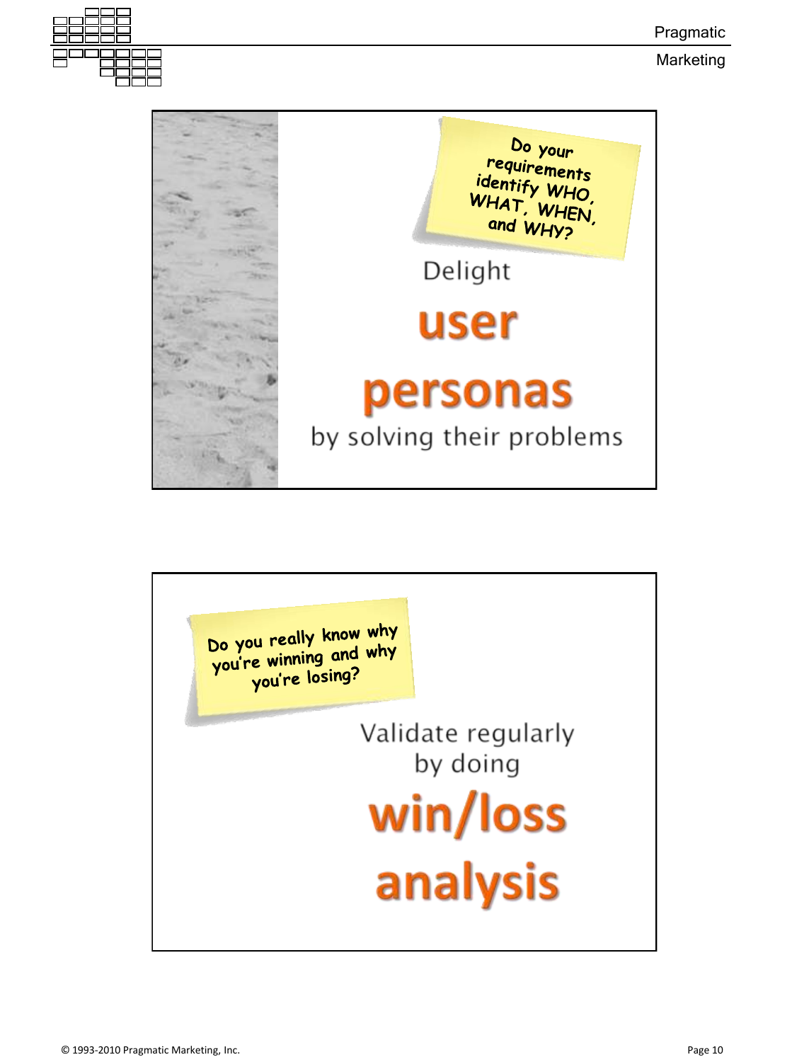Do your requirements identify WHO, WHAT, WHEN, and WHY?

Delight

**user personas**

by solving their problems

---

Do you really know why you're winning and why you're losing?

Validate regularly by doing

**win/loss analysis**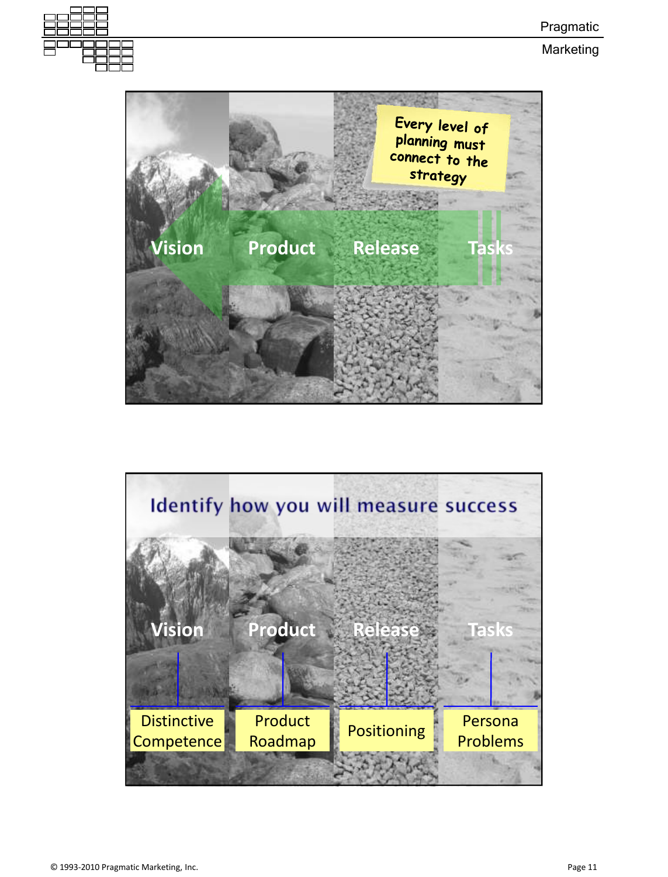Every level of planning must connect to the strategy

Vision | Product | Release | Tasks

## Identify how you will measure success

| Vision | Product | Release | Tasks |
| --- | --- | --- | --- |
| Distinctive Competence | Product Roadmap | Positioning | Persona Problems |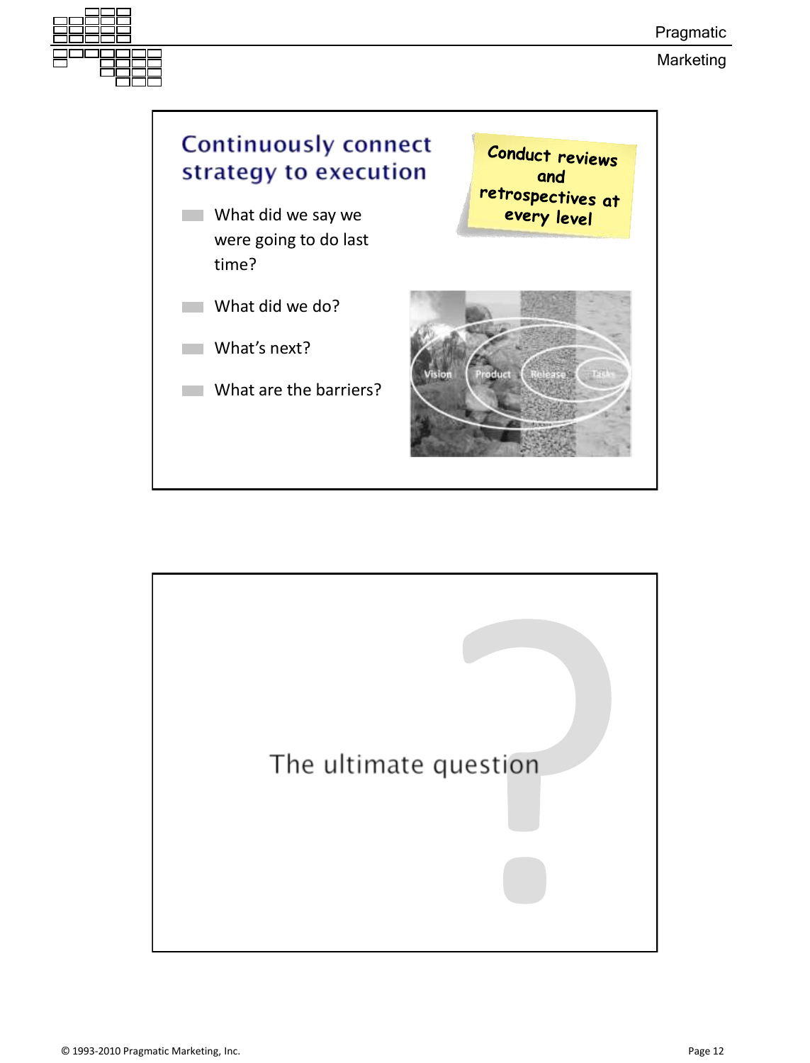## Continuously connect strategy to execution

**Conduct reviews and retrospectives at every level**

- What did we say we were going to do last time?
- What did we do?
- What's next?
- What are the barriers?

Vision · Product · Release · Tasks

---

## The ultimate question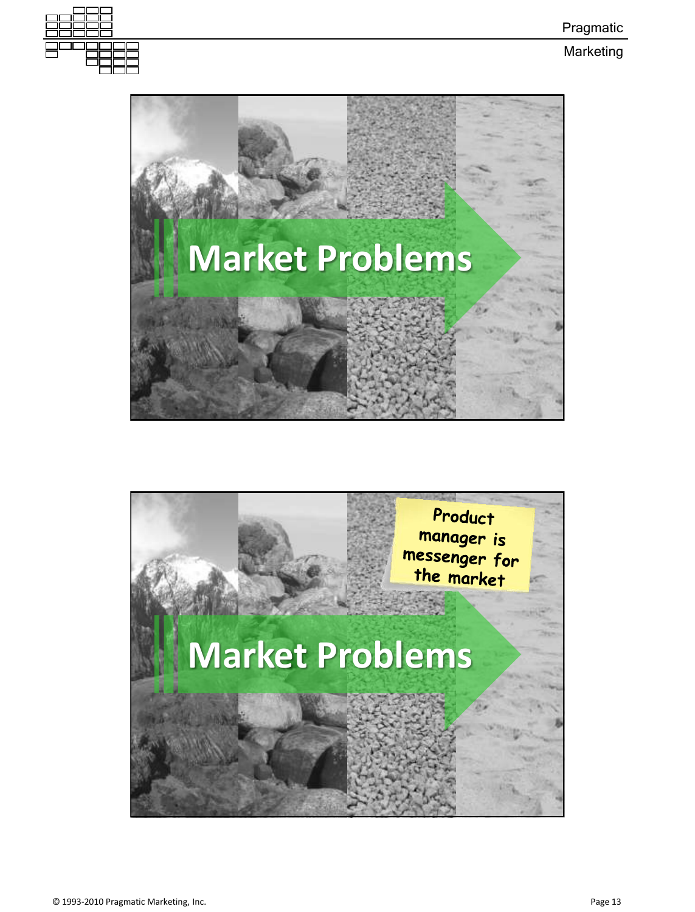Market Problems

Product manager is messenger for the market

Market Problems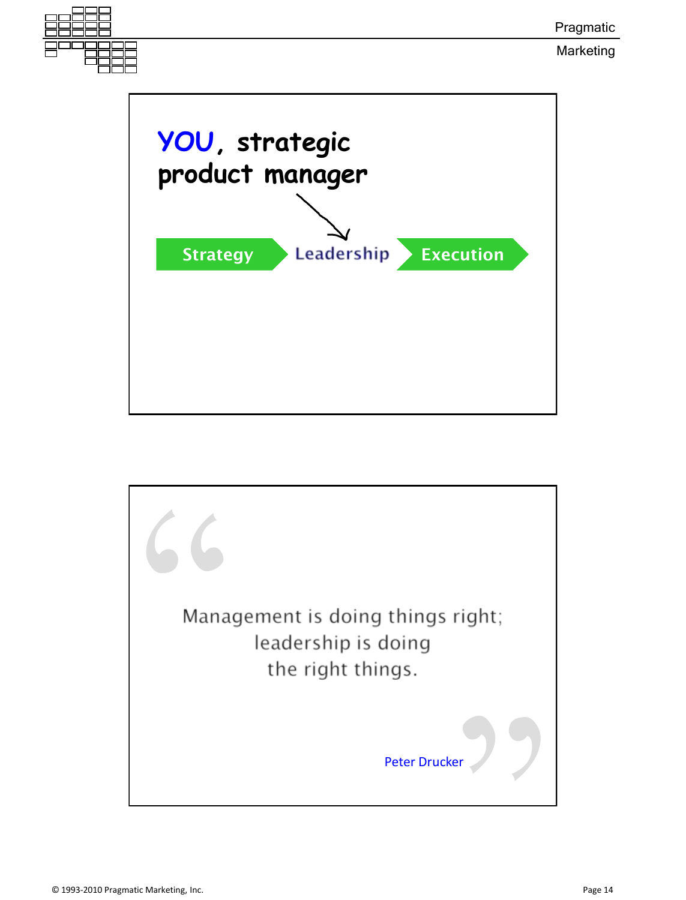**YOU**, strategic product manager

Strategy → Leadership → Execution

---

> Management is doing things right; leadership is doing the right things.
>
> — Peter Drucker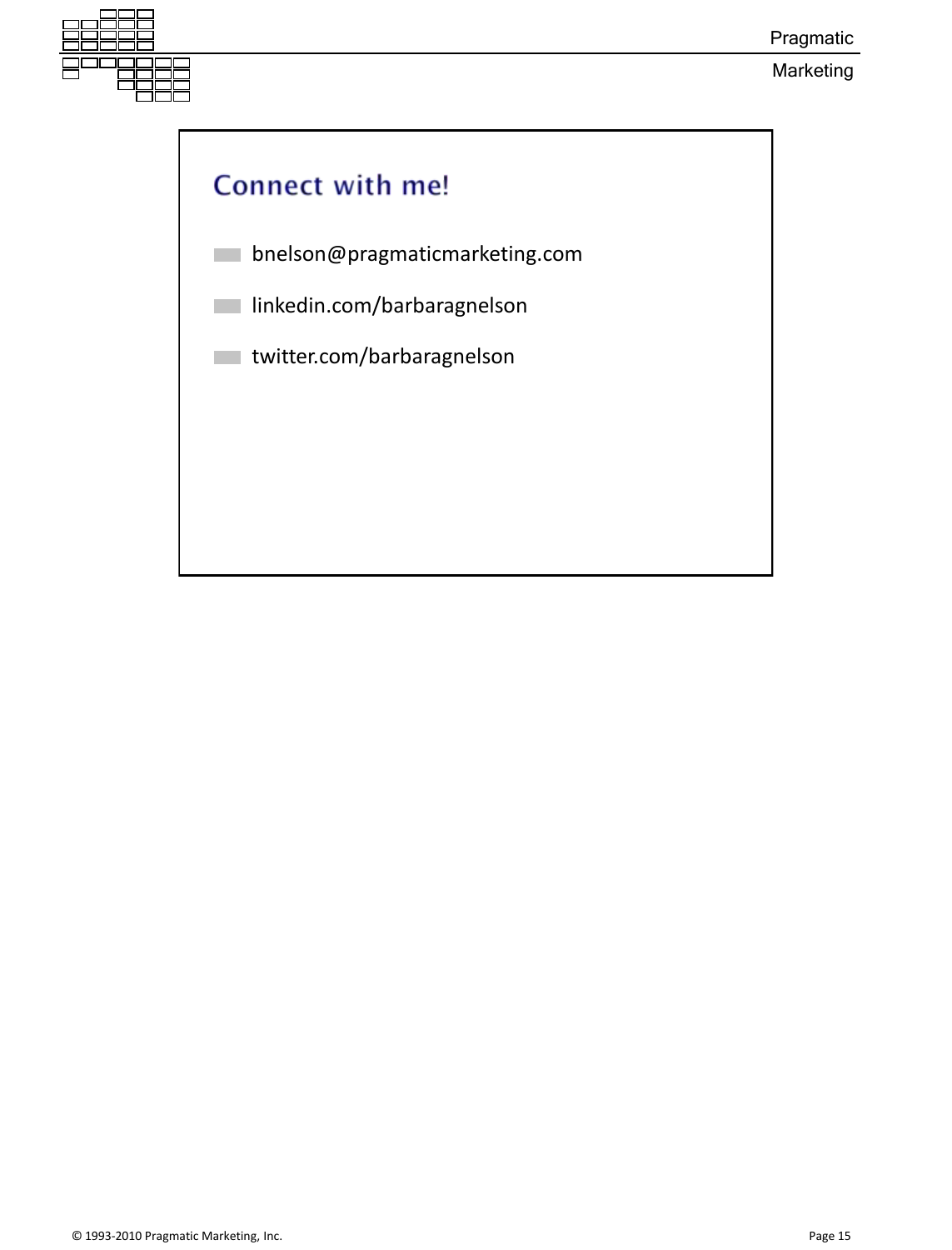## Connect with me!

- bnelson@pragmaticmarketing.com
- linkedin.com/barbaragnelson
- twitter.com/barbaragnelson